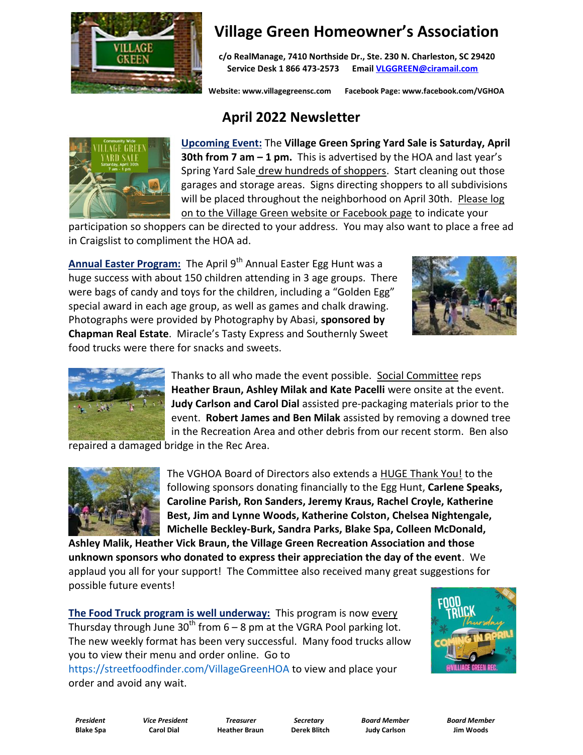# Village Green Homeowner's Association

**c/o RealManage, 7410 Northside Dr., Ste. 230 N. Charleston, SC 29420**
**Service Desk 1 866 473-2573 Email VLGGREEN@ciramail.com**

**Website: www.villagegreensc.com Facebook Page: www.facebook.com/VGHOA**

## April 2022 Newsletter

**Upcoming Event:** The **Village Green Spring Yard Sale is Saturday, April 30th from 7 am – 1 pm.** This is advertised by the HOA and last year's Spring Yard Sale drew hundreds of shoppers. Start cleaning out those garages and storage areas. Signs directing shoppers to all subdivisions will be placed throughout the neighborhood on April 30th. Please log on to the Village Green website or Facebook page to indicate your participation so shoppers can be directed to your address. You may also want to place a free ad in Craigslist to compliment the HOA ad.

**Annual Easter Program:** The April 9th Annual Easter Egg Hunt was a huge success with about 150 children attending in 3 age groups. There were bags of candy and toys for the children, including a "Golden Egg" special award in each age group, as well as games and chalk drawing. Photographs were provided by Photography by Abasi, **sponsored by Chapman Real Estate**. Miracle's Tasty Express and Southernly Sweet food trucks were there for snacks and sweets.

Thanks to all who made the event possible. Social Committee reps **Heather Braun, Ashley Milak and Kate Pacelli** were onsite at the event. **Judy Carlson and Carol Dial** assisted pre-packaging materials prior to the event. **Robert James and Ben Milak** assisted by removing a downed tree in the Recreation Area and other debris from our recent storm. Ben also repaired a damaged bridge in the Rec Area.

The VGHOA Board of Directors also extends a HUGE Thank You! to the following sponsors donating financially to the Egg Hunt, **Carlene Speaks, Caroline Parish, Ron Sanders, Jeremy Kraus, Rachel Croyle, Katherine Best, Jim and Lynne Woods, Katherine Colston, Chelsea Nightengale, Michelle Beckley-Burk, Sandra Parks, Blake Spa, Colleen McDonald, Ashley Malik, Heather Vick Braun, the Village Green Recreation Association and those unknown sponsors who donated to express their appreciation the day of the event**. We applaud you all for your support! The Committee also received many great suggestions for possible future events!

**The Food Truck program is well underway:** This program is now every Thursday through June 30th from 6 – 8 pm at the VGRA Pool parking lot. The new weekly format has been very successful. Many food trucks allow you to view their menu and order online. Go to https://streetfoodfinder.com/VillageGreenHOA to view and place your order and avoid any wait.

| *President* | *Vice President* | *Treasurer* | *Secretary* | *Board Member* | *Board Member* |
|---|---|---|---|---|---|
| **Blake Spa** | **Carol Dial** | **Heather Braun** | **Derek Blitch** | **Judy Carlson** | **Jim Woods** |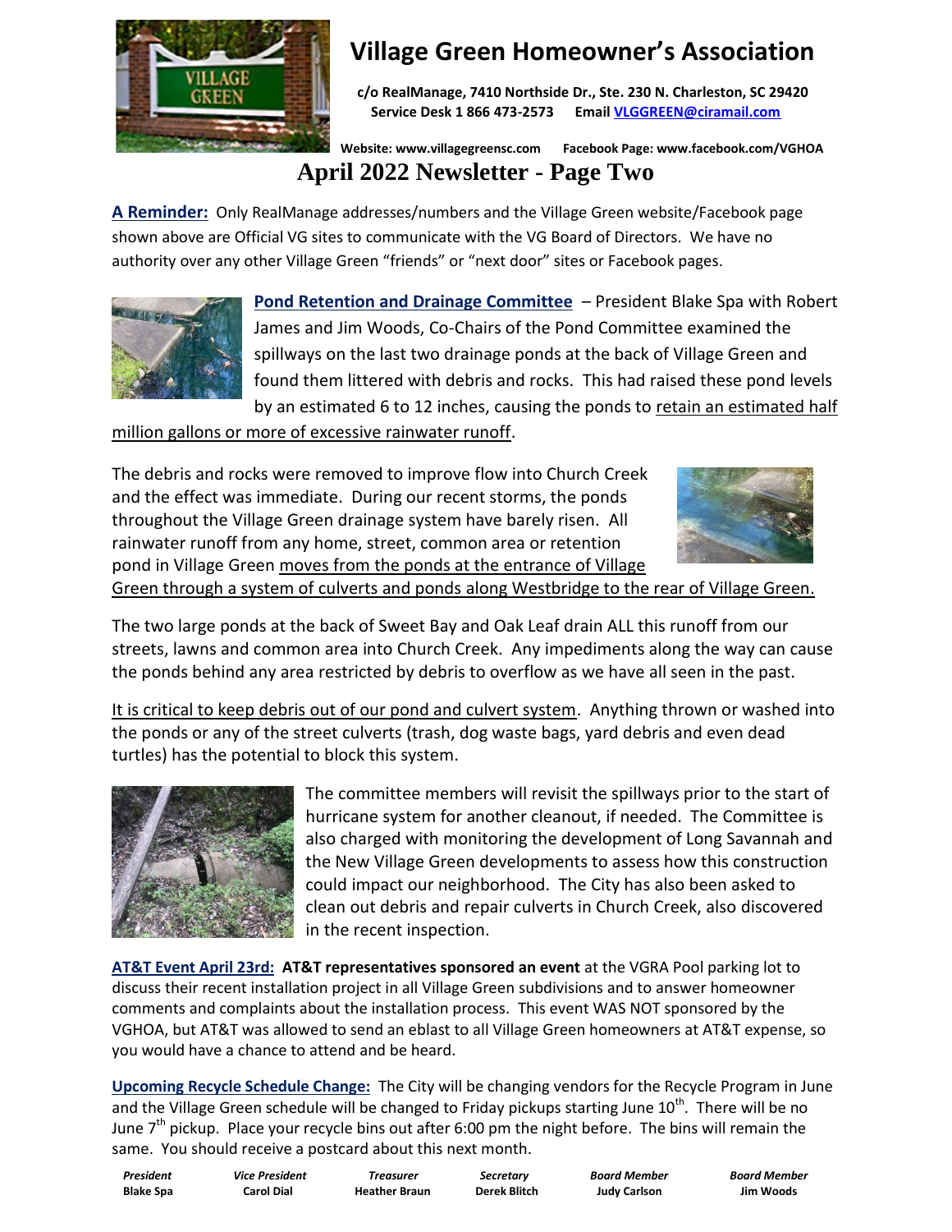# Village Green Homeowner's Association

**c/o RealManage, 7410 Northside Dr., Ste. 230 N. Charleston, SC 29420**
**Service Desk 1 866 473-2573 Email VLGGREEN@ciramail.com**

**Website: www.villagegreensc.com Facebook Page: www.facebook.com/VGHOA**

## April 2022 Newsletter - Page Two

**A Reminder:** Only RealManage addresses/numbers and the Village Green website/Facebook page shown above are Official VG sites to communicate with the VG Board of Directors. We have no authority over any other Village Green "friends" or "next door" sites or Facebook pages.

**Pond Retention and Drainage Committee** – President Blake Spa with Robert James and Jim Woods, Co-Chairs of the Pond Committee examined the spillways on the last two drainage ponds at the back of Village Green and found them littered with debris and rocks. This had raised these pond levels by an estimated 6 to 12 inches, causing the ponds to retain an estimated half million gallons or more of excessive rainwater runoff.

The debris and rocks were removed to improve flow into Church Creek and the effect was immediate. During our recent storms, the ponds throughout the Village Green drainage system have barely risen. All rainwater runoff from any home, street, common area or retention pond in Village Green moves from the ponds at the entrance of Village Green through a system of culverts and ponds along Westbridge to the rear of Village Green.

The two large ponds at the back of Sweet Bay and Oak Leaf drain ALL this runoff from our streets, lawns and common area into Church Creek. Any impediments along the way can cause the ponds behind any area restricted by debris to overflow as we have all seen in the past.

It is critical to keep debris out of our pond and culvert system. Anything thrown or washed into the ponds or any of the street culverts (trash, dog waste bags, yard debris and even dead turtles) has the potential to block this system.

The committee members will revisit the spillways prior to the start of hurricane system for another cleanout, if needed. The Committee is also charged with monitoring the development of Long Savannah and the New Village Green developments to assess how this construction could impact our neighborhood. The City has also been asked to clean out debris and repair culverts in Church Creek, also discovered in the recent inspection.

**AT&T Event April 23rd:** **AT&T representatives sponsored an event** at the VGRA Pool parking lot to discuss their recent installation project in all Village Green subdivisions and to answer homeowner comments and complaints about the installation process. This event WAS NOT sponsored by the VGHOA, but AT&T was allowed to send an eblast to all Village Green homeowners at AT&T expense, so you would have a chance to attend and be heard.

**Upcoming Recycle Schedule Change:** The City will be changing vendors for the Recycle Program in June and the Village Green schedule will be changed to Friday pickups starting June 10th. There will be no June 7th pickup. Place your recycle bins out after 6:00 pm the night before. The bins will remain the same. You should receive a postcard about this next month.

| *President* | *Vice President* | *Treasurer* | *Secretary* | *Board Member* | *Board Member* |
|---|---|---|---|---|---|
| **Blake Spa** | **Carol Dial** | **Heather Braun** | **Derek Blitch** | **Judy Carlson** | **Jim Woods** |